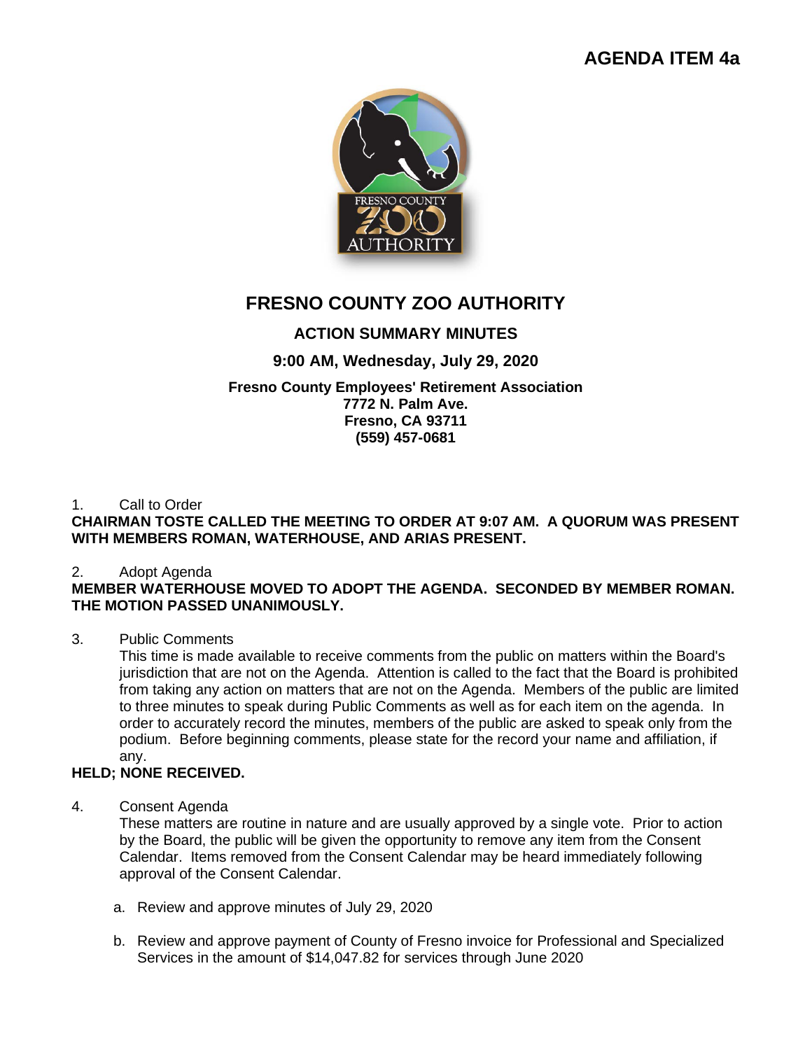# AGENDA ITEM 4a

# FRESNO COUNTY ZOO AUTHORITY

## ACTION SUMMARY MINUTES

### 9:00 AM, Wednesday, July 29, 2020

**Fresno County Employees' Retirement Association**
**7772 N. Palm Ave.**
**Fresno, CA 93711**
**(559) 457-0681**

1. Call to Order

**CHAIRMAN TOSTE CALLED THE MEETING TO ORDER AT 9:07 AM. A QUORUM WAS PRESENT WITH MEMBERS ROMAN, WATERHOUSE, AND ARIAS PRESENT.**

2. Adopt Agenda

**MEMBER WATERHOUSE MOVED TO ADOPT THE AGENDA. SECONDED BY MEMBER ROMAN. THE MOTION PASSED UNANIMOUSLY.**

3. Public Comments

   This time is made available to receive comments from the public on matters within the Board's jurisdiction that are not on the Agenda. Attention is called to the fact that the Board is prohibited from taking any action on matters that are not on the Agenda. Members of the public are limited to three minutes to speak during Public Comments as well as for each item on the agenda. In order to accurately record the minutes, members of the public are asked to speak only from the podium. Before beginning comments, please state for the record your name and affiliation, if any.

**HELD; NONE RECEIVED.**

4. Consent Agenda

   These matters are routine in nature and are usually approved by a single vote. Prior to action by the Board, the public will be given the opportunity to remove any item from the Consent Calendar. Items removed from the Consent Calendar may be heard immediately following approval of the Consent Calendar.

   a. Review and approve minutes of July 29, 2020

   b. Review and approve payment of County of Fresno invoice for Professional and Specialized Services in the amount of $14,047.82 for services through June 2020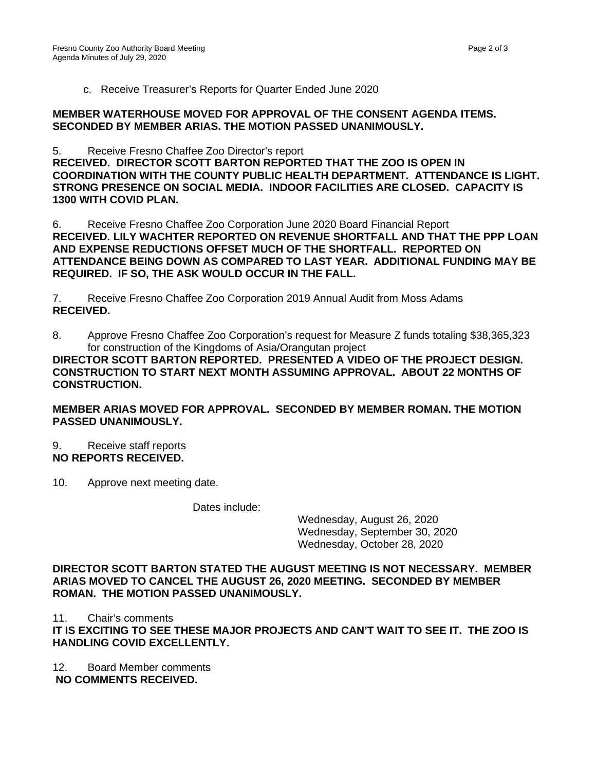c. Receive Treasurer's Reports for Quarter Ended June 2020

**MEMBER WATERHOUSE MOVED FOR APPROVAL OF THE CONSENT AGENDA ITEMS. SECONDED BY MEMBER ARIAS. THE MOTION PASSED UNANIMOUSLY.**

5. Receive Fresno Chaffee Zoo Director's report

**RECEIVED. DIRECTOR SCOTT BARTON REPORTED THAT THE ZOO IS OPEN IN COORDINATION WITH THE COUNTY PUBLIC HEALTH DEPARTMENT. ATTENDANCE IS LIGHT. STRONG PRESENCE ON SOCIAL MEDIA. INDOOR FACILITIES ARE CLOSED. CAPACITY IS 1300 WITH COVID PLAN.**

6. Receive Fresno Chaffee Zoo Corporation June 2020 Board Financial Report

**RECEIVED. LILY WACHTER REPORTED ON REVENUE SHORTFALL AND THAT THE PPP LOAN AND EXPENSE REDUCTIONS OFFSET MUCH OF THE SHORTFALL. REPORTED ON ATTENDANCE BEING DOWN AS COMPARED TO LAST YEAR. ADDITIONAL FUNDING MAY BE REQUIRED. IF SO, THE ASK WOULD OCCUR IN THE FALL.**

7. Receive Fresno Chaffee Zoo Corporation 2019 Annual Audit from Moss Adams

**RECEIVED.**

8. Approve Fresno Chaffee Zoo Corporation's request for Measure Z funds totaling $38,365,323 for construction of the Kingdoms of Asia/Orangutan project

**DIRECTOR SCOTT BARTON REPORTED. PRESENTED A VIDEO OF THE PROJECT DESIGN. CONSTRUCTION TO START NEXT MONTH ASSUMING APPROVAL. ABOUT 22 MONTHS OF CONSTRUCTION.**

**MEMBER ARIAS MOVED FOR APPROVAL. SECONDED BY MEMBER ROMAN. THE MOTION PASSED UNANIMOUSLY.**

9. Receive staff reports

**NO REPORTS RECEIVED.**

10. Approve next meeting date.

Dates include:

Wednesday, August 26, 2020
Wednesday, September 30, 2020
Wednesday, October 28, 2020

**DIRECTOR SCOTT BARTON STATED THE AUGUST MEETING IS NOT NECESSARY. MEMBER ARIAS MOVED TO CANCEL THE AUGUST 26, 2020 MEETING. SECONDED BY MEMBER ROMAN. THE MOTION PASSED UNANIMOUSLY.**

11. Chair's comments

**IT IS EXCITING TO SEE THESE MAJOR PROJECTS AND CAN'T WAIT TO SEE IT. THE ZOO IS HANDLING COVID EXCELLENTLY.**

12. Board Member comments

**NO COMMENTS RECEIVED.**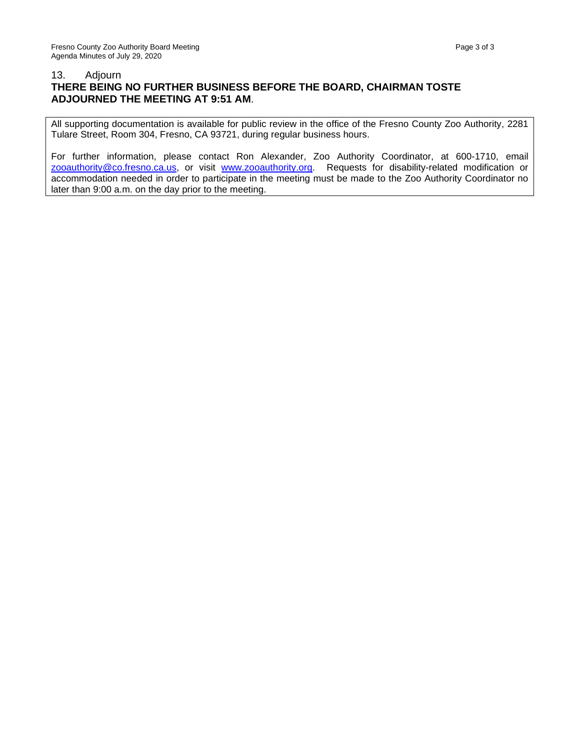13. Adjourn

**THERE BEING NO FURTHER BUSINESS BEFORE THE BOARD, CHAIRMAN TOSTE ADJOURNED THE MEETING AT 9:51 AM**.

All supporting documentation is available for public review in the office of the Fresno County Zoo Authority, 2281 Tulare Street, Room 304, Fresno, CA 93721, during regular business hours.

For further information, please contact Ron Alexander, Zoo Authority Coordinator, at 600-1710, email zooauthority@co.fresno.ca.us, or visit www.zooauthority.org. Requests for disability-related modification or accommodation needed in order to participate in the meeting must be made to the Zoo Authority Coordinator no later than 9:00 a.m. on the day prior to the meeting.